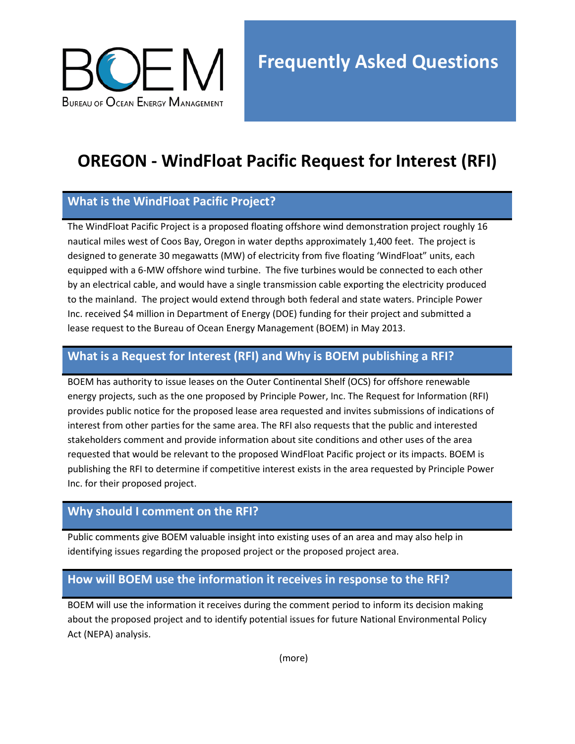BOEM

BUREAU OF OCEAN ENERGY MANAGEMENT

# Frequently Asked Questions

# OREGON - WindFloat Pacific Request for Interest (RFI)

## What is the WindFloat Pacific Project?

The WindFloat Pacific Project is a proposed floating offshore wind demonstration project roughly 16 nautical miles west of Coos Bay, Oregon in water depths approximately 1,400 feet. The project is designed to generate 30 megawatts (MW) of electricity from five floating 'WindFloat" units, each equipped with a 6-MW offshore wind turbine. The five turbines would be connected to each other by an electrical cable, and would have a single transmission cable exporting the electricity produced to the mainland. The project would extend through both federal and state waters. Principle Power Inc. received $4 million in Department of Energy (DOE) funding for their project and submitted a lease request to the Bureau of Ocean Energy Management (BOEM) in May 2013.

## What is a Request for Interest (RFI) and Why is BOEM publishing a RFI?

BOEM has authority to issue leases on the Outer Continental Shelf (OCS) for offshore renewable energy projects, such as the one proposed by Principle Power, Inc. The Request for Information (RFI) provides public notice for the proposed lease area requested and invites submissions of indications of interest from other parties for the same area. The RFI also requests that the public and interested stakeholders comment and provide information about site conditions and other uses of the area requested that would be relevant to the proposed WindFloat Pacific project or its impacts. BOEM is publishing the RFI to determine if competitive interest exists in the area requested by Principle Power Inc. for their proposed project.

## Why should I comment on the RFI?

Public comments give BOEM valuable insight into existing uses of an area and may also help in identifying issues regarding the proposed project or the proposed project area.

## How will BOEM use the information it receives in response to the RFI?

BOEM will use the information it receives during the comment period to inform its decision making about the proposed project and to identify potential issues for future National Environmental Policy Act (NEPA) analysis.

(more)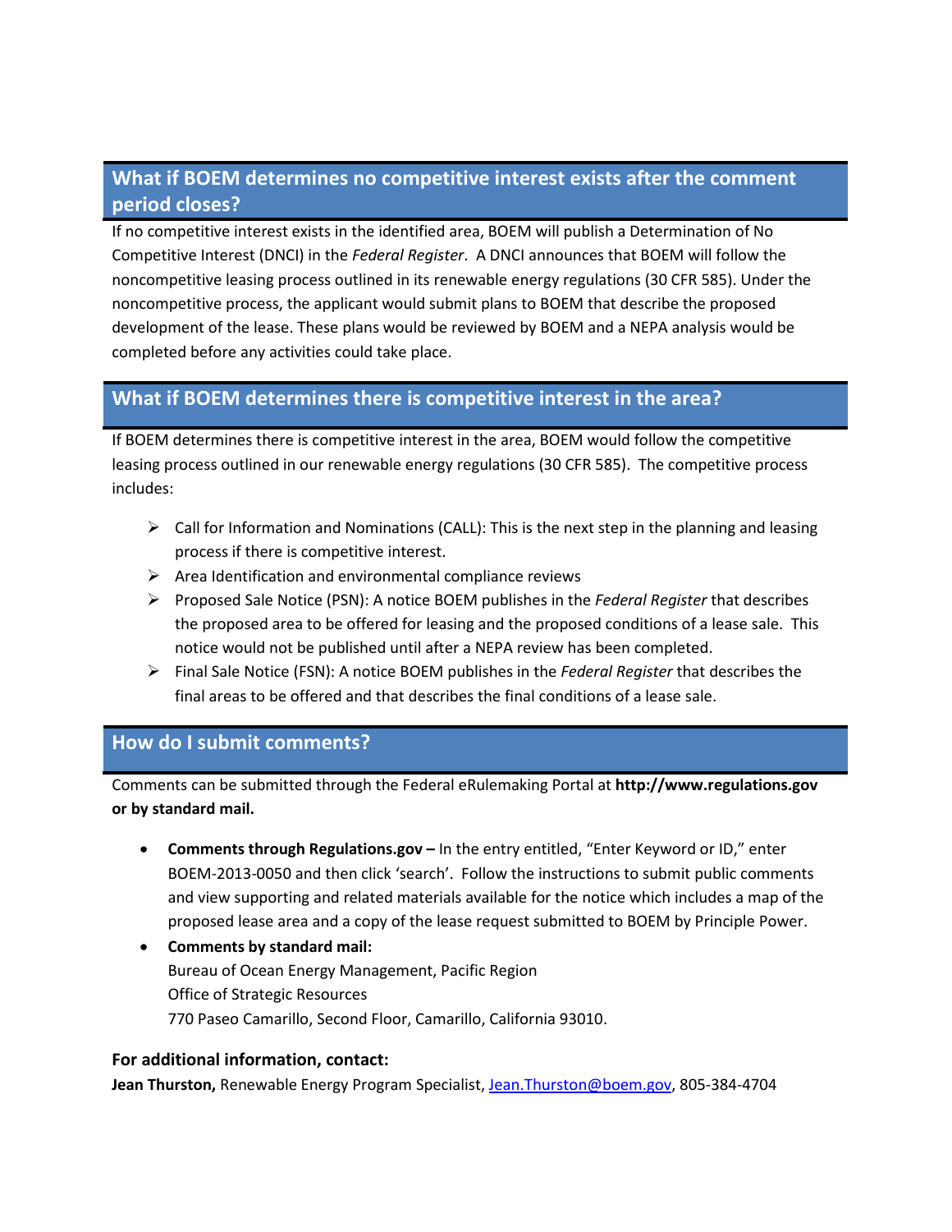## What if BOEM determines no competitive interest exists after the comment period closes?

If no competitive interest exists in the identified area, BOEM will publish a Determination of No Competitive Interest (DNCI) in the *Federal Register*. A DNCI announces that BOEM will follow the noncompetitive leasing process outlined in its renewable energy regulations (30 CFR 585). Under the noncompetitive process, the applicant would submit plans to BOEM that describe the proposed development of the lease. These plans would be reviewed by BOEM and a NEPA analysis would be completed before any activities could take place.

## What if BOEM determines there is competitive interest in the area?

If BOEM determines there is competitive interest in the area, BOEM would follow the competitive leasing process outlined in our renewable energy regulations (30 CFR 585). The competitive process includes:

- Call for Information and Nominations (CALL): This is the next step in the planning and leasing process if there is competitive interest.
- Area Identification and environmental compliance reviews
- Proposed Sale Notice (PSN): A notice BOEM publishes in the *Federal Register* that describes the proposed area to be offered for leasing and the proposed conditions of a lease sale. This notice would not be published until after a NEPA review has been completed.
- Final Sale Notice (FSN): A notice BOEM publishes in the *Federal Register* that describes the final areas to be offered and that describes the final conditions of a lease sale.

## How do I submit comments?

Comments can be submitted through the Federal eRulemaking Portal at **http://www.regulations.gov or by standard mail.**

- **Comments through Regulations.gov –** In the entry entitled, "Enter Keyword or ID," enter BOEM-2013-0050 and then click 'search'. Follow the instructions to submit public comments and view supporting and related materials available for the notice which includes a map of the proposed lease area and a copy of the lease request submitted to BOEM by Principle Power.
- **Comments by standard mail:**
  Bureau of Ocean Energy Management, Pacific Region
  Office of Strategic Resources
  770 Paseo Camarillo, Second Floor, Camarillo, California 93010.

**For additional information, contact:**
**Jean Thurston,** Renewable Energy Program Specialist, Jean.Thurston@boem.gov, 805-384-4704